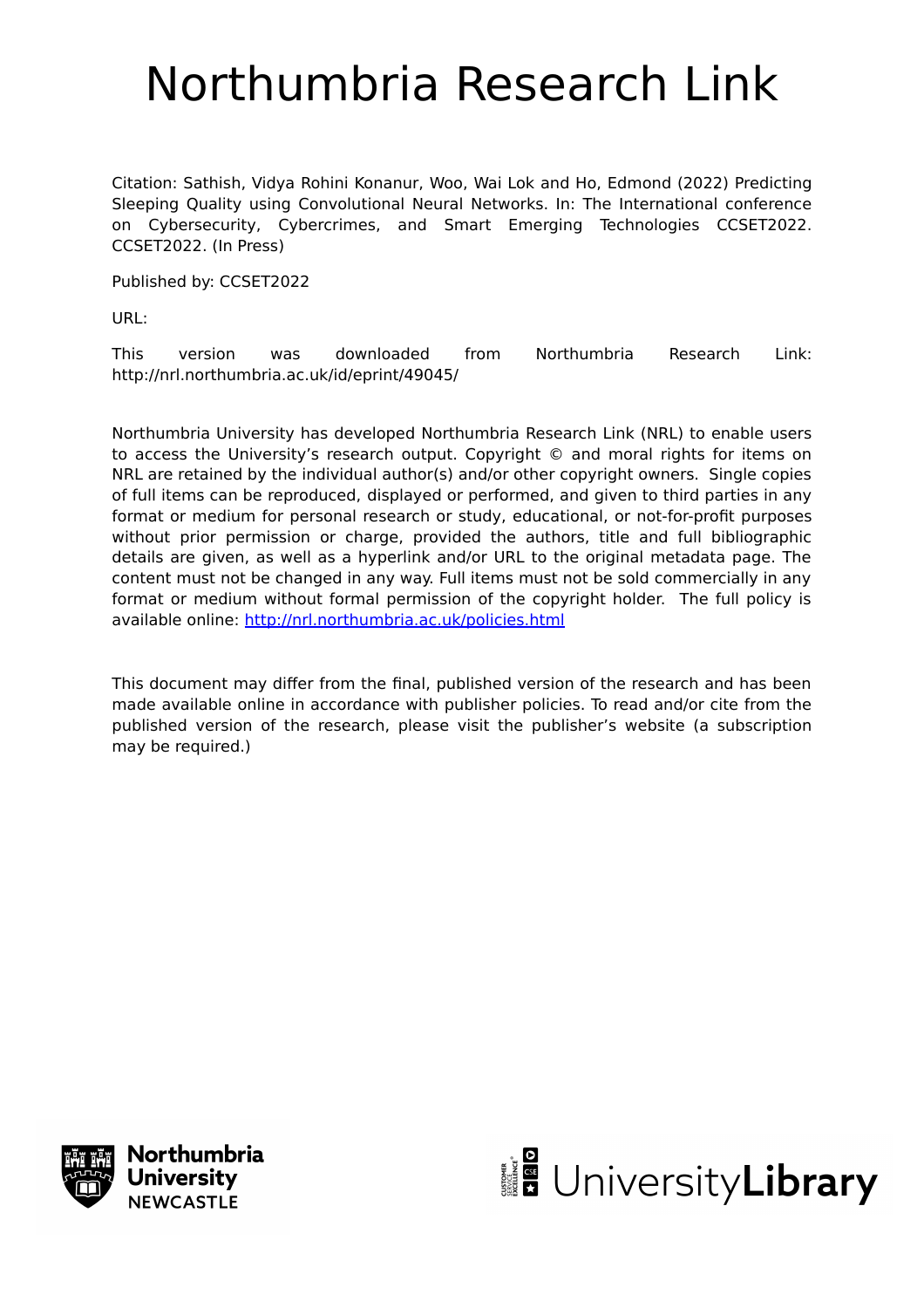# Northumbria Research Link

Citation: Sathish, Vidya Rohini Konanur, Woo, Wai Lok and Ho, Edmond (2022) Predicting Sleeping Quality using Convolutional Neural Networks. In: The International conference on Cybersecurity, Cybercrimes, and Smart Emerging Technologies CCSET2022. CCSET2022. (In Press)

Published by: CCSET2022

URL:

This version was downloaded from Northumbria Research Link: http://nrl.northumbria.ac.uk/id/eprint/49045/

Northumbria University has developed Northumbria Research Link (NRL) to enable users to access the University's research output. Copyright © and moral rights for items on NRL are retained by the individual author(s) and/or other copyright owners. Single copies of full items can be reproduced, displayed or performed, and given to third parties in any format or medium for personal research or study, educational, or not-for-profit purposes without prior permission or charge, provided the authors, title and full bibliographic details are given, as well as a hyperlink and/or URL to the original metadata page. The content must not be changed in any way. Full items must not be sold commercially in any format or medium without formal permission of the copyright holder. The full policy is available online: http://nrl.northumbria.ac.uk/policies.html

This document may differ from the final, published version of the research and has been made available online in accordance with publisher policies. To read and/or cite from the published version of the research, please visit the publisher's website (a subscription may be required.)

Northumbria University NEWCASTLE

UniversityLibrary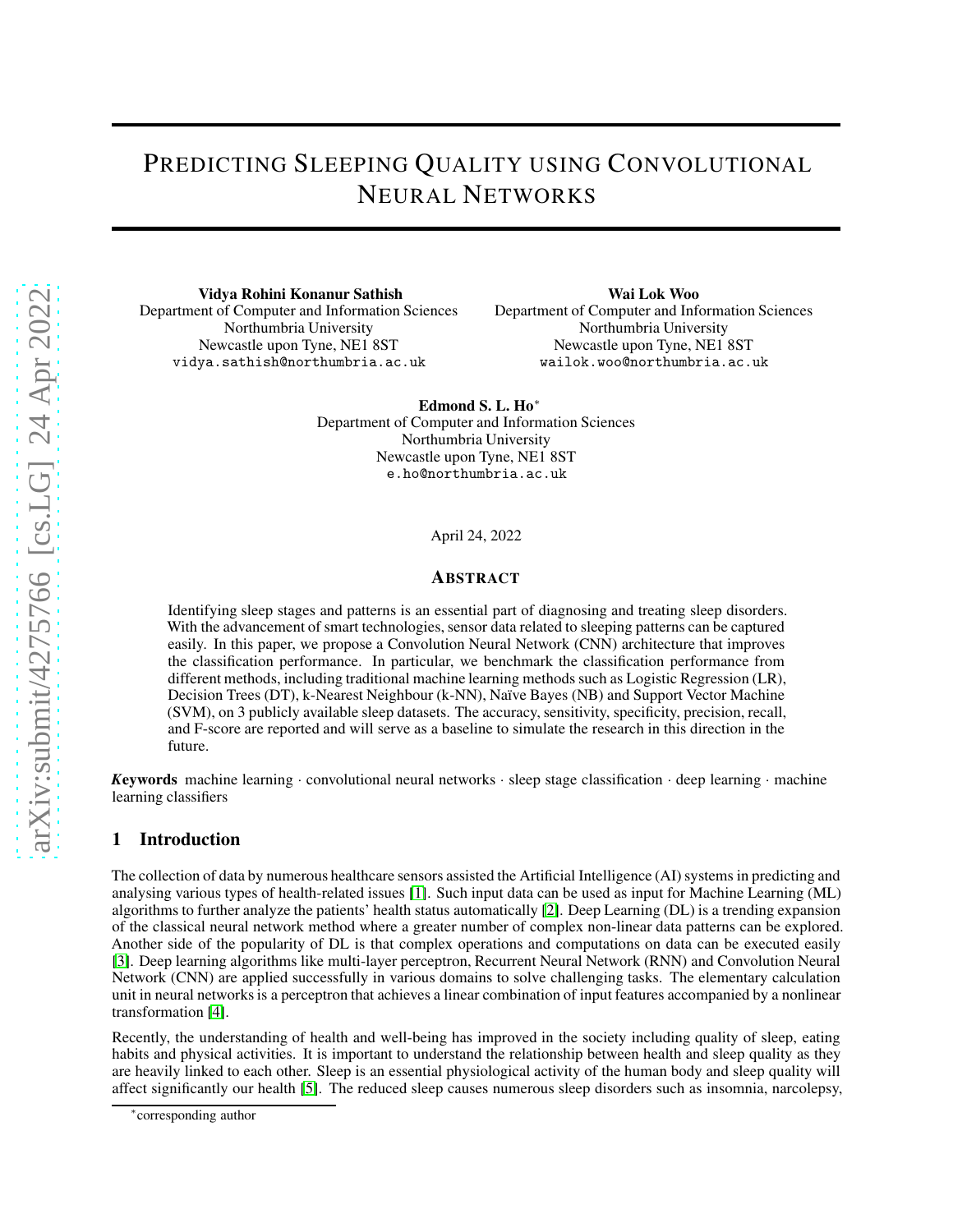# PREDICTING SLEEPING QUALITY USING CONVOLUTIONAL NEURAL NETWORKS

**Vidya Rohini Konanur Sathish**
Department of Computer and Information Sciences
Northumbria University
Newcastle upon Tyne, NE1 8ST
vidya.sathish@northumbria.ac.uk

**Wai Lok Woo**
Department of Computer and Information Sciences
Northumbria University
Newcastle upon Tyne, NE1 8ST
wailok.woo@northumbria.ac.uk

**Edmond S. L. Ho***
Department of Computer and Information Sciences
Northumbria University
Newcastle upon Tyne, NE1 8ST
e.ho@northumbria.ac.uk

April 24, 2022

## ABSTRACT

Identifying sleep stages and patterns is an essential part of diagnosing and treating sleep disorders. With the advancement of smart technologies, sensor data related to sleeping patterns can be captured easily. In this paper, we propose a Convolution Neural Network (CNN) architecture that improves the classification performance. In particular, we benchmark the classification performance from different methods, including traditional machine learning methods such as Logistic Regression (LR), Decision Trees (DT), k-Nearest Neighbour (k-NN), Naïve Bayes (NB) and Support Vector Machine (SVM), on 3 publicly available sleep datasets. The accuracy, sensitivity, specificity, precision, recall, and F-score are reported and will serve as a baseline to simulate the research in this direction in the future.

***Keywords*** machine learning · convolutional neural networks · sleep stage classification · deep learning · machine learning classifiers

## 1 Introduction

The collection of data by numerous healthcare sensors assisted the Artificial Intelligence (AI) systems in predicting and analysing various types of health-related issues [1]. Such input data can be used as input for Machine Learning (ML) algorithms to further analyze the patients' health status automatically [2]. Deep Learning (DL) is a trending expansion of the classical neural network method where a greater number of complex non-linear data patterns can be explored. Another side of the popularity of DL is that complex operations and computations on data can be executed easily [3]. Deep learning algorithms like multi-layer perceptron, Recurrent Neural Network (RNN) and Convolution Neural Network (CNN) are applied successfully in various domains to solve challenging tasks. The elementary calculation unit in neural networks is a perceptron that achieves a linear combination of input features accompanied by a nonlinear transformation [4].

Recently, the understanding of health and well-being has improved in the society including quality of sleep, eating habits and physical activities. It is important to understand the relationship between health and sleep quality as they are heavily linked to each other. Sleep is an essential physiological activity of the human body and sleep quality will affect significantly our health [5]. The reduced sleep causes numerous sleep disorders such as insomnia, narcolepsy,

*corresponding author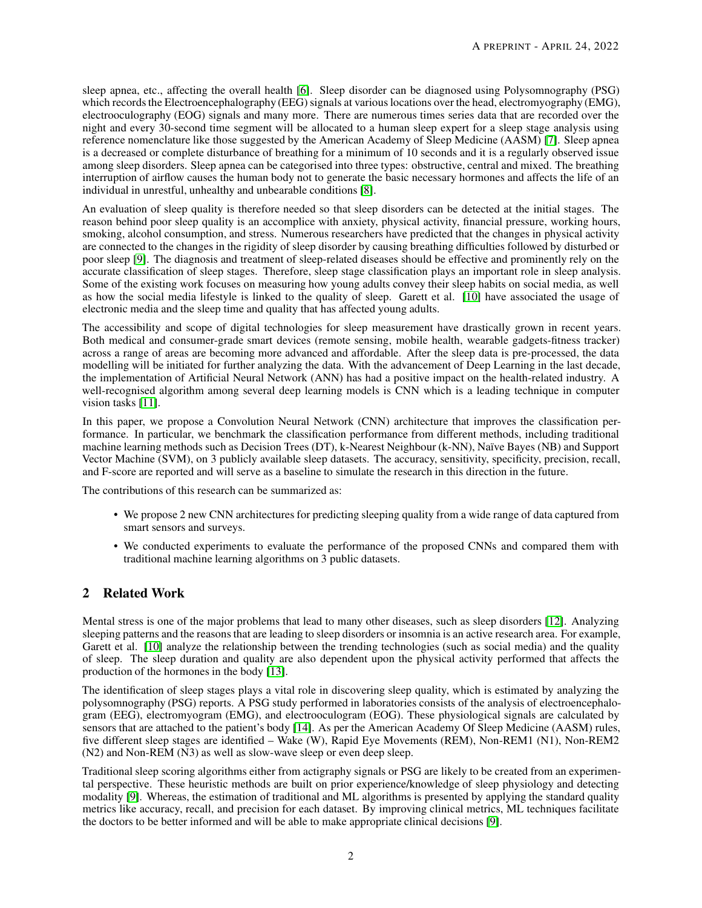sleep apnea, etc., affecting the overall health [6]. Sleep disorder can be diagnosed using Polysomnography (PSG) which records the Electroencephalography (EEG) signals at various locations over the head, electromyography (EMG), electrooculography (EOG) signals and many more. There are numerous times series data that are recorded over the night and every 30-second time segment will be allocated to a human sleep expert for a sleep stage analysis using reference nomenclature like those suggested by the American Academy of Sleep Medicine (AASM) [7]. Sleep apnea is a decreased or complete disturbance of breathing for a minimum of 10 seconds and it is a regularly observed issue among sleep disorders. Sleep apnea can be categorised into three types: obstructive, central and mixed. The breathing interruption of airflow causes the human body not to generate the basic necessary hormones and affects the life of an individual in unrestful, unhealthy and unbearable conditions [8].

An evaluation of sleep quality is therefore needed so that sleep disorders can be detected at the initial stages. The reason behind poor sleep quality is an accomplice with anxiety, physical activity, financial pressure, working hours, smoking, alcohol consumption, and stress. Numerous researchers have predicted that the changes in physical activity are connected to the changes in the rigidity of sleep disorder by causing breathing difficulties followed by disturbed or poor sleep [9]. The diagnosis and treatment of sleep-related diseases should be effective and prominently rely on the accurate classification of sleep stages. Therefore, sleep stage classification plays an important role in sleep analysis. Some of the existing work focuses on measuring how young adults convey their sleep habits on social media, as well as how the social media lifestyle is linked to the quality of sleep. Garett et al. [10] have associated the usage of electronic media and the sleep time and quality that has affected young adults.

The accessibility and scope of digital technologies for sleep measurement have drastically grown in recent years. Both medical and consumer-grade smart devices (remote sensing, mobile health, wearable gadgets-fitness tracker) across a range of areas are becoming more advanced and affordable. After the sleep data is pre-processed, the data modelling will be initiated for further analyzing the data. With the advancement of Deep Learning in the last decade, the implementation of Artificial Neural Network (ANN) has had a positive impact on the health-related industry. A well-recognised algorithm among several deep learning models is CNN which is a leading technique in computer vision tasks [11].

In this paper, we propose a Convolution Neural Network (CNN) architecture that improves the classification performance. In particular, we benchmark the classification performance from different methods, including traditional machine learning methods such as Decision Trees (DT), k-Nearest Neighbour (k-NN), Naïve Bayes (NB) and Support Vector Machine (SVM), on 3 publicly available sleep datasets. The accuracy, sensitivity, specificity, precision, recall, and F-score are reported and will serve as a baseline to simulate the research in this direction in the future.

The contributions of this research can be summarized as:

- We propose 2 new CNN architectures for predicting sleeping quality from a wide range of data captured from smart sensors and surveys.
- We conducted experiments to evaluate the performance of the proposed CNNs and compared them with traditional machine learning algorithms on 3 public datasets.

## 2 Related Work

Mental stress is one of the major problems that lead to many other diseases, such as sleep disorders [12]. Analyzing sleeping patterns and the reasons that are leading to sleep disorders or insomnia is an active research area. For example, Garett et al. [10] analyze the relationship between the trending technologies (such as social media) and the quality of sleep. The sleep duration and quality are also dependent upon the physical activity performed that affects the production of the hormones in the body [13].

The identification of sleep stages plays a vital role in discovering sleep quality, which is estimated by analyzing the polysomnography (PSG) reports. A PSG study performed in laboratories consists of the analysis of electroencephalogram (EEG), electromyogram (EMG), and electrooculogram (EOG). These physiological signals are calculated by sensors that are attached to the patient's body [14]. As per the American Academy Of Sleep Medicine (AASM) rules, five different sleep stages are identified – Wake (W), Rapid Eye Movements (REM), Non-REM1 (N1), Non-REM2 (N2) and Non-REM (N3) as well as slow-wave sleep or even deep sleep.

Traditional sleep scoring algorithms either from actigraphy signals or PSG are likely to be created from an experimental perspective. These heuristic methods are built on prior experience/knowledge of sleep physiology and detecting modality [9]. Whereas, the estimation of traditional and ML algorithms is presented by applying the standard quality metrics like accuracy, recall, and precision for each dataset. By improving clinical metrics, ML techniques facilitate the doctors to be better informed and will be able to make appropriate clinical decisions [9].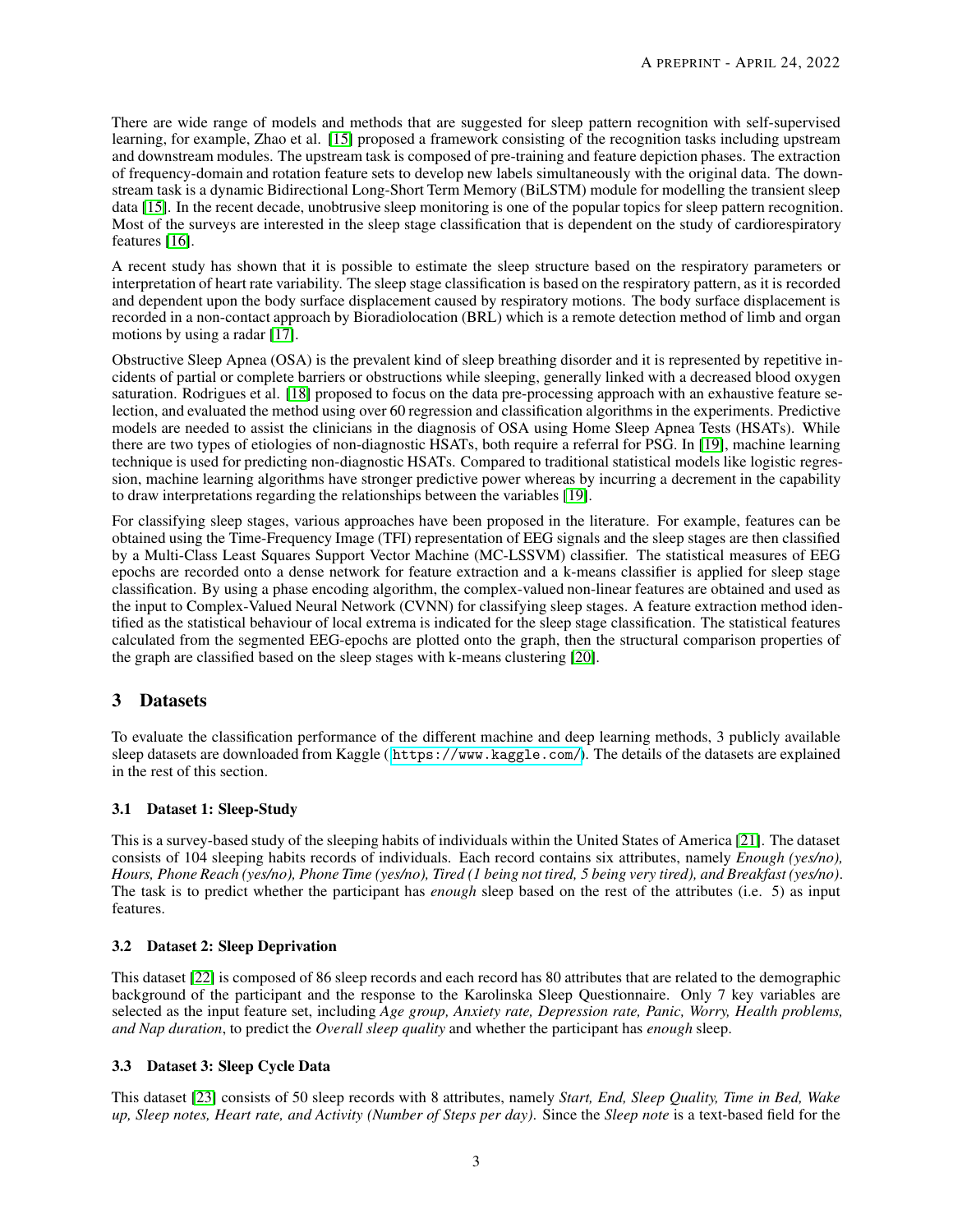There are wide range of models and methods that are suggested for sleep pattern recognition with self-supervised learning, for example, Zhao et al. [15] proposed a framework consisting of the recognition tasks including upstream and downstream modules. The upstream task is composed of pre-training and feature depiction phases. The extraction of frequency-domain and rotation feature sets to develop new labels simultaneously with the original data. The downstream task is a dynamic Bidirectional Long-Short Term Memory (BiLSTM) module for modelling the transient sleep data [15]. In the recent decade, unobtrusive sleep monitoring is one of the popular topics for sleep pattern recognition. Most of the surveys are interested in the sleep stage classification that is dependent on the study of cardiorespiratory features [16].

A recent study has shown that it is possible to estimate the sleep structure based on the respiratory parameters or interpretation of heart rate variability. The sleep stage classification is based on the respiratory pattern, as it is recorded and dependent upon the body surface displacement caused by respiratory motions. The body surface displacement is recorded in a non-contact approach by Bioradiolocation (BRL) which is a remote detection method of limb and organ motions by using a radar [17].

Obstructive Sleep Apnea (OSA) is the prevalent kind of sleep breathing disorder and it is represented by repetitive incidents of partial or complete barriers or obstructions while sleeping, generally linked with a decreased blood oxygen saturation. Rodrigues et al. [18] proposed to focus on the data pre-processing approach with an exhaustive feature selection, and evaluated the method using over 60 regression and classification algorithms in the experiments. Predictive models are needed to assist the clinicians in the diagnosis of OSA using Home Sleep Apnea Tests (HSATs). While there are two types of etiologies of non-diagnostic HSATs, both require a referral for PSG. In [19], machine learning technique is used for predicting non-diagnostic HSATs. Compared to traditional statistical models like logistic regression, machine learning algorithms have stronger predictive power whereas by incurring a decrement in the capability to draw interpretations regarding the relationships between the variables [19].

For classifying sleep stages, various approaches have been proposed in the literature. For example, features can be obtained using the Time-Frequency Image (TFI) representation of EEG signals and the sleep stages are then classified by a Multi-Class Least Squares Support Vector Machine (MC-LSSVM) classifier. The statistical measures of EEG epochs are recorded onto a dense network for feature extraction and a k-means classifier is applied for sleep stage classification. By using a phase encoding algorithm, the complex-valued non-linear features are obtained and used as the input to Complex-Valued Neural Network (CVNN) for classifying sleep stages. A feature extraction method identified as the statistical behaviour of local extrema is indicated for the sleep stage classification. The statistical features calculated from the segmented EEG-epochs are plotted onto the graph, then the structural comparison properties of the graph are classified based on the sleep stages with k-means clustering [20].

## 3 Datasets

To evaluate the classification performance of the different machine and deep learning methods, 3 publicly available sleep datasets are downloaded from Kaggle ( https://www.kaggle.com/). The details of the datasets are explained in the rest of this section.

### 3.1 Dataset 1: Sleep-Study

This is a survey-based study of the sleeping habits of individuals within the United States of America [21]. The dataset consists of 104 sleeping habits records of individuals. Each record contains six attributes, namely *Enough (yes/no), Hours, Phone Reach (yes/no), Phone Time (yes/no), Tired (1 being not tired, 5 being very tired), and Breakfast (yes/no)*. The task is to predict whether the participant has *enough* sleep based on the rest of the attributes (i.e. 5) as input features.

### 3.2 Dataset 2: Sleep Deprivation

This dataset [22] is composed of 86 sleep records and each record has 80 attributes that are related to the demographic background of the participant and the response to the Karolinska Sleep Questionnaire. Only 7 key variables are selected as the input feature set, including *Age group, Anxiety rate, Depression rate, Panic, Worry, Health problems, and Nap duration*, to predict the *Overall sleep quality* and whether the participant has *enough* sleep.

### 3.3 Dataset 3: Sleep Cycle Data

This dataset [23] consists of 50 sleep records with 8 attributes, namely *Start, End, Sleep Quality, Time in Bed, Wake up, Sleep notes, Heart rate, and Activity (Number of Steps per day)*. Since the *Sleep note* is a text-based field for the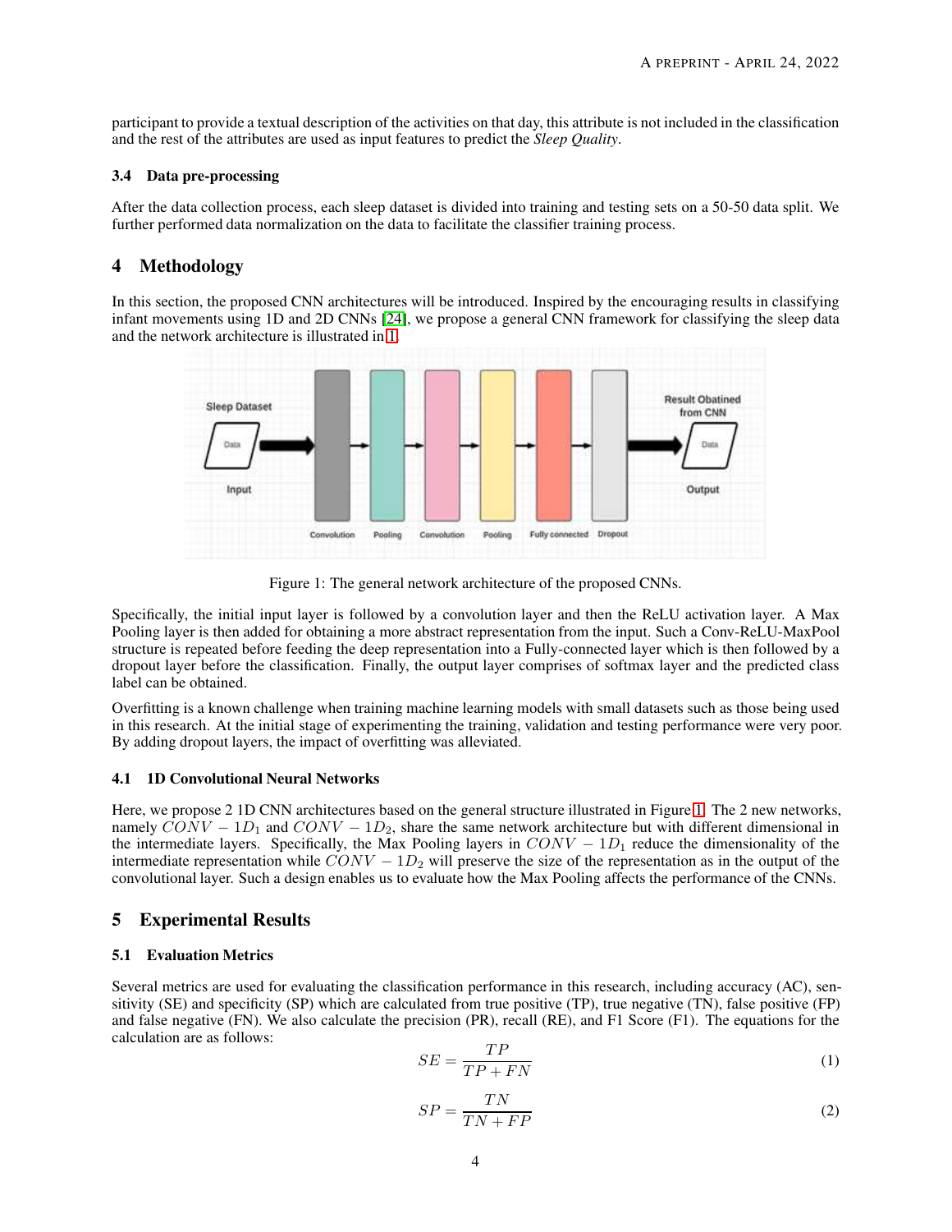participant to provide a textual description of the activities on that day, this attribute is not included in the classification and the rest of the attributes are used as input features to predict the *Sleep Quality*.

### 3.4 Data pre-processing

After the data collection process, each sleep dataset is divided into training and testing sets on a 50-50 data split. We further performed data normalization on the data to facilitate the classifier training process.

## 4 Methodology

In this section, the proposed CNN architectures will be introduced. Inspired by the encouraging results in classifying infant movements using 1D and 2D CNNs [24], we propose a general CNN framework for classifying the sleep data and the network architecture is illustrated in 1.

Figure 1: The general network architecture of the proposed CNNs.

Specifically, the initial input layer is followed by a convolution layer and then the ReLU activation layer. A Max Pooling layer is then added for obtaining a more abstract representation from the input. Such a Conv-ReLU-MaxPool structure is repeated before feeding the deep representation into a Fully-connected layer which is then followed by a dropout layer before the classification. Finally, the output layer comprises of softmax layer and the predicted class label can be obtained.

Overfitting is a known challenge when training machine learning models with small datasets such as those being used in this research. At the initial stage of experimenting the training, validation and testing performance were very poor. By adding dropout layers, the impact of overfitting was alleviated.

### 4.1 1D Convolutional Neural Networks

Here, we propose 2 1D CNN architectures based on the general structure illustrated in Figure 1. The 2 new networks, namely $CONV-1D_1$ and $CONV-1D_2$, share the same network architecture but with different dimensional in the intermediate layers. Specifically, the Max Pooling layers in $CONV-1D_1$ reduce the dimensionality of the intermediate representation while $CONV-1D_2$ will preserve the size of the representation as in the output of the convolutional layer. Such a design enables us to evaluate how the Max Pooling affects the performance of the CNNs.

## 5 Experimental Results

### 5.1 Evaluation Metrics

Several metrics are used for evaluating the classification performance in this research, including accuracy (AC), sensitivity (SE) and specificity (SP) which are calculated from true positive (TP), true negative (TN), false positive (FP) and false negative (FN). We also calculate the precision (PR), recall (RE), and F1 Score (F1). The equations for the calculation are as follows:

$$SE = \frac{TP}{TP + FN} \tag{1}$$

$$SP = \frac{TN}{TN + FP} \tag{2}$$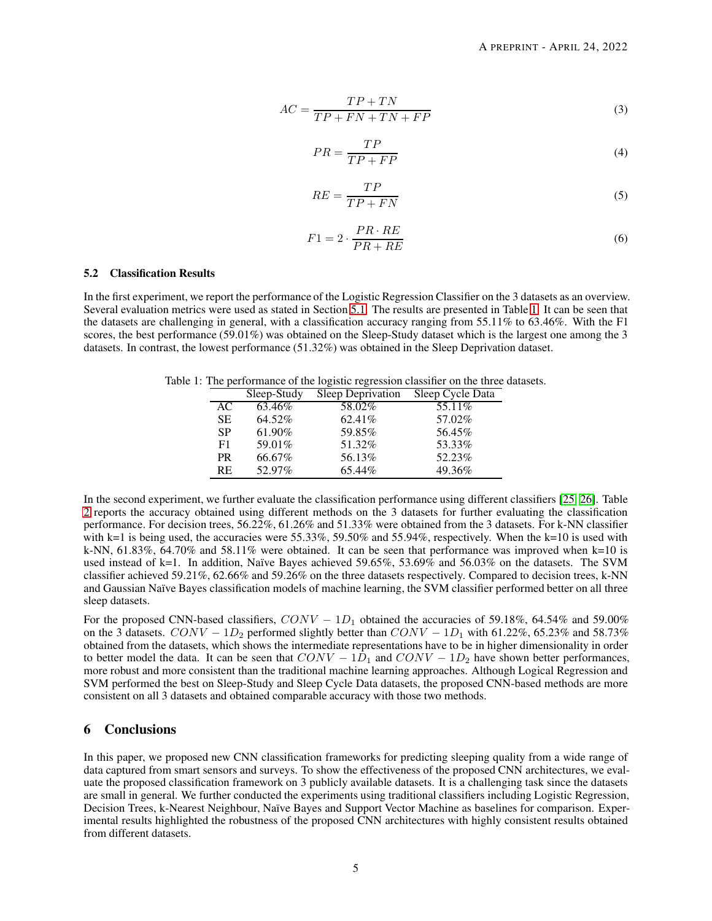$$AC = \frac{TP + TN}{TP + FN + TN + FP} \tag{3}$$

$$PR = \frac{TP}{TP + FP} \tag{4}$$

$$RE = \frac{TP}{TP + FN} \tag{5}$$

$$F1 = 2 \cdot \frac{PR \cdot RE}{PR + RE} \tag{6}$$

### 5.2 Classification Results

In the first experiment, we report the performance of the Logistic Regression Classifier on the 3 datasets as an overview. Several evaluation metrics were used as stated in Section 5.1. The results are presented in Table 1. It can be seen that the datasets are challenging in general, with a classification accuracy ranging from 55.11% to 63.46%. With the F1 scores, the best performance (59.01%) was obtained on the Sleep-Study dataset which is the largest one among the 3 datasets. In contrast, the lowest performance (51.32%) was obtained in the Sleep Deprivation dataset.

Table 1: The performance of the logistic regression classifier on the three datasets.

| | Sleep-Study | Sleep Deprivation | Sleep Cycle Data |
|---|---|---|---|
| AC | 63.46% | 58.02% | 55.11% |
| SE | 64.52% | 62.41% | 57.02% |
| SP | 61.90% | 59.85% | 56.45% |
| F1 | 59.01% | 51.32% | 53.33% |
| PR | 66.67% | 56.13% | 52.23% |
| RE | 52.97% | 65.44% | 49.36% |

In the second experiment, we further evaluate the classification performance using different classifiers [25, 26]. Table 2 reports the accuracy obtained using different methods on the 3 datasets for further evaluating the classification performance. For decision trees, 56.22%, 61.26% and 51.33% were obtained from the 3 datasets. For k-NN classifier with k=1 is being used, the accuracies were 55.33%, 59.50% and 55.94%, respectively. When the k=10 is used with k-NN, 61.83%, 64.70% and 58.11% were obtained. It can be seen that performance was improved when k=10 is used instead of k=1. In addition, Naïve Bayes achieved 59.65%, 53.69% and 56.03% on the datasets. The SVM classifier achieved 59.21%, 62.66% and 59.26% on the three datasets respectively. Compared to decision trees, k-NN and Gaussian Naïve Bayes classification models of machine learning, the SVM classifier performed better on all three sleep datasets.

For the proposed CNN-based classifiers, $CONV-1D_1$ obtained the accuracies of 59.18%, 64.54% and 59.00% on the 3 datasets. $CONV-1D_2$ performed slightly better than $CONV-1D_1$ with 61.22%, 65.23% and 58.73% obtained from the datasets, which shows the intermediate representations have to be in higher dimensionality in order to better model the data. It can be seen that $CONV-1D_1$ and $CONV-1D_2$ have shown better performances, more robust and more consistent than the traditional machine learning approaches. Although Logical Regression and SVM performed the best on Sleep-Study and Sleep Cycle Data datasets, the proposed CNN-based methods are more consistent on all 3 datasets and obtained comparable accuracy with those two methods.

## 6 Conclusions

In this paper, we proposed new CNN classification frameworks for predicting sleeping quality from a wide range of data captured from smart sensors and surveys. To show the effectiveness of the proposed CNN architectures, we evaluate the proposed classification framework on 3 publicly available datasets. It is a challenging task since the datasets are small in general. We further conducted the experiments using traditional classifiers including Logistic Regression, Decision Trees, k-Nearest Neighbour, Naïve Bayes and Support Vector Machine as baselines for comparison. Experimental results highlighted the robustness of the proposed CNN architectures with highly consistent results obtained from different datasets.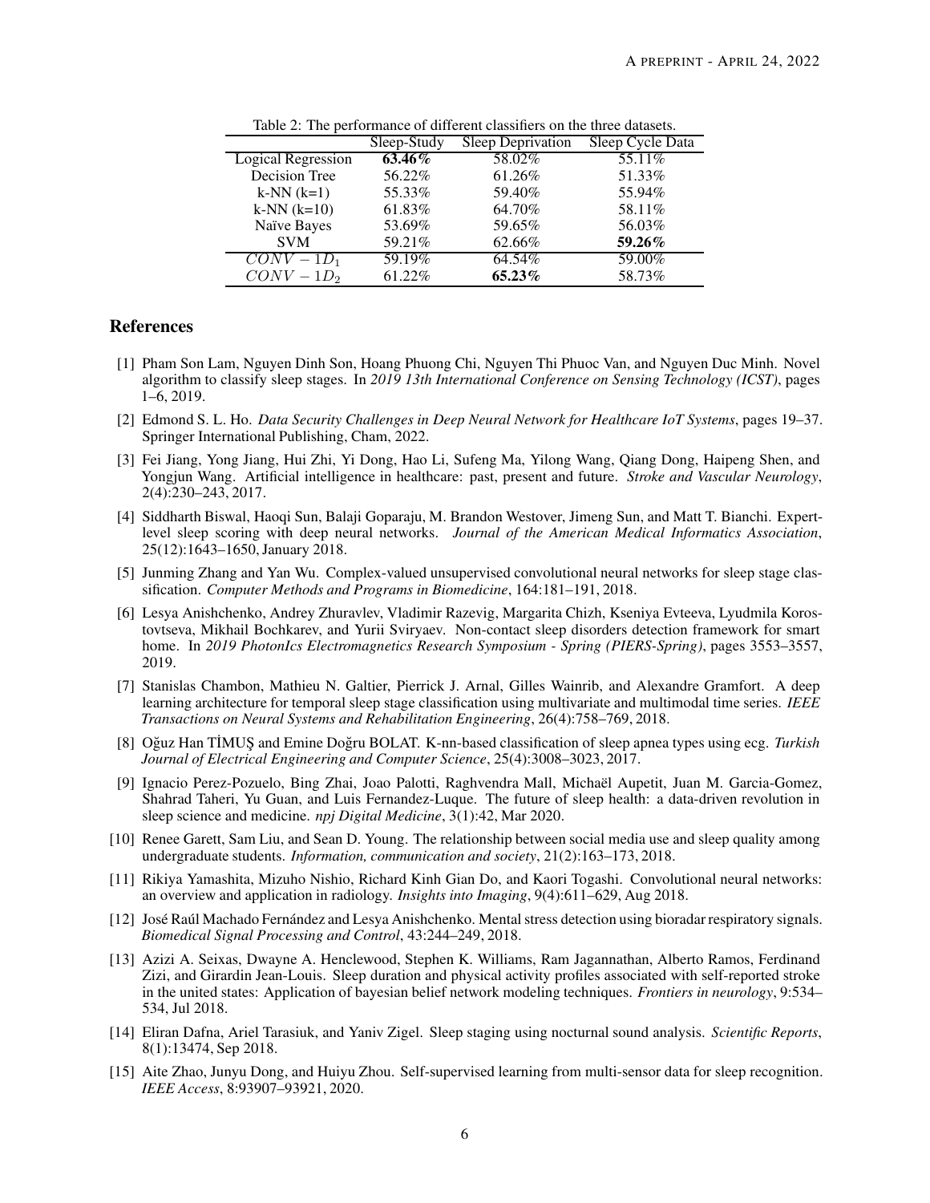Table 2: The performance of different classifiers on the three datasets.

| | Sleep-Study | Sleep Deprivation | Sleep Cycle Data |
|---|---|---|---|
| Logical Regression | **63.46%** | 58.02% | 55.11% |
| Decision Tree | 56.22% | 61.26% | 51.33% |
| k-NN (k=1) | 55.33% | 59.40% | 55.94% |
| k-NN (k=10) | 61.83% | 64.70% | 58.11% |
| Naïve Bayes | 53.69% | 59.65% | 56.03% |
| SVM | 59.21% | 62.66% | **59.26%** |
| $CONV-1D_1$ | 59.19% | 64.54% | 59.00% |
| $CONV-1D_2$ | 61.22% | **65.23%** | 58.73% |

## References

[1] Pham Son Lam, Nguyen Dinh Son, Hoang Phuong Chi, Nguyen Thi Phuoc Van, and Nguyen Duc Minh. Novel algorithm to classify sleep stages. In *2019 13th International Conference on Sensing Technology (ICST)*, pages 1–6, 2019.

[2] Edmond S. L. Ho. *Data Security Challenges in Deep Neural Network for Healthcare IoT Systems*, pages 19–37. Springer International Publishing, Cham, 2022.

[3] Fei Jiang, Yong Jiang, Hui Zhi, Yi Dong, Hao Li, Sufeng Ma, Yilong Wang, Qiang Dong, Haipeng Shen, and Yongjun Wang. Artificial intelligence in healthcare: past, present and future. *Stroke and Vascular Neurology*, 2(4):230–243, 2017.

[4] Siddharth Biswal, Haoqi Sun, Balaji Goparaju, M. Brandon Westover, Jimeng Sun, and Matt T. Bianchi. Expert-level sleep scoring with deep neural networks. *Journal of the American Medical Informatics Association*, 25(12):1643–1650, January 2018.

[5] Junming Zhang and Yan Wu. Complex-valued unsupervised convolutional neural networks for sleep stage classification. *Computer Methods and Programs in Biomedicine*, 164:181–191, 2018.

[6] Lesya Anishchenko, Andrey Zhuravlev, Vladimir Razevig, Margarita Chizh, Kseniya Evteeva, Lyudmila Korostovtseva, Mikhail Bochkarev, and Yurii Sviryaev. Non-contact sleep disorders detection framework for smart home. In *2019 PhotonIcs Electromagnetics Research Symposium - Spring (PIERS-Spring)*, pages 3553–3557, 2019.

[7] Stanislas Chambon, Mathieu N. Galtier, Pierrick J. Arnal, Gilles Wainrib, and Alexandre Gramfort. A deep learning architecture for temporal sleep stage classification using multivariate and multimodal time series. *IEEE Transactions on Neural Systems and Rehabilitation Engineering*, 26(4):758–769, 2018.

[8] Oğuz Han TİMUŞ and Emine Doğru BOLAT. K-nn-based classification of sleep apnea types using ecg. *Turkish Journal of Electrical Engineering and Computer Science*, 25(4):3008–3023, 2017.

[9] Ignacio Perez-Pozuelo, Bing Zhai, Joao Palotti, Raghvendra Mall, Michaël Aupetit, Juan M. Garcia-Gomez, Shahrad Taheri, Yu Guan, and Luis Fernandez-Luque. The future of sleep health: a data-driven revolution in sleep science and medicine. *npj Digital Medicine*, 3(1):42, Mar 2020.

[10] Renee Garett, Sam Liu, and Sean D. Young. The relationship between social media use and sleep quality among undergraduate students. *Information, communication and society*, 21(2):163–173, 2018.

[11] Rikiya Yamashita, Mizuho Nishio, Richard Kinh Gian Do, and Kaori Togashi. Convolutional neural networks: an overview and application in radiology. *Insights into Imaging*, 9(4):611–629, Aug 2018.

[12] José Raúl Machado Fernández and Lesya Anishchenko. Mental stress detection using bioradar respiratory signals. *Biomedical Signal Processing and Control*, 43:244–249, 2018.

[13] Azizi A. Seixas, Dwayne A. Henclewood, Stephen K. Williams, Ram Jagannathan, Alberto Ramos, Ferdinand Zizi, and Girardin Jean-Louis. Sleep duration and physical activity profiles associated with self-reported stroke in the united states: Application of bayesian belief network modeling techniques. *Frontiers in neurology*, 9:534–534, Jul 2018.

[14] Eliran Dafna, Ariel Tarasiuk, and Yaniv Zigel. Sleep staging using nocturnal sound analysis. *Scientific Reports*, 8(1):13474, Sep 2018.

[15] Aite Zhao, Junyu Dong, and Huiyu Zhou. Self-supervised learning from multi-sensor data for sleep recognition. *IEEE Access*, 8:93907–93921, 2020.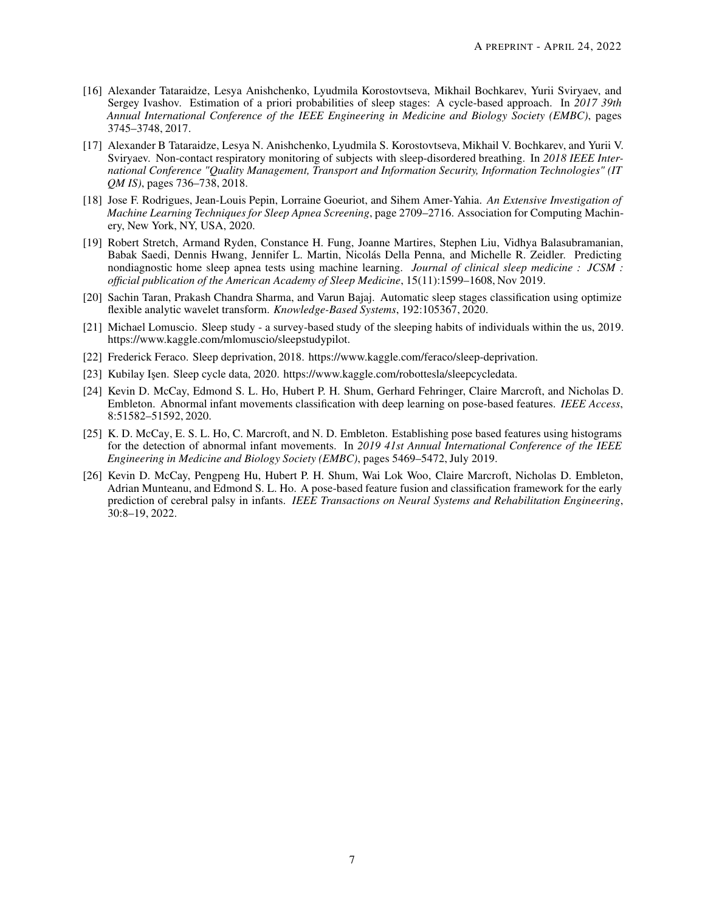[16] Alexander Tataraidze, Lesya Anishchenko, Lyudmila Korostovtseva, Mikhail Bochkarev, Yurii Sviryaev, and Sergey Ivashov. Estimation of a priori probabilities of sleep stages: A cycle-based approach. In *2017 39th Annual International Conference of the IEEE Engineering in Medicine and Biology Society (EMBC)*, pages 3745–3748, 2017.

[17] Alexander B Tataraidze, Lesya N. Anishchenko, Lyudmila S. Korostovtseva, Mikhail V. Bochkarev, and Yurii V. Sviryaev. Non-contact respiratory monitoring of subjects with sleep-disordered breathing. In *2018 IEEE International Conference "Quality Management, Transport and Information Security, Information Technologies" (IT QM IS)*, pages 736–738, 2018.

[18] Jose F. Rodrigues, Jean-Louis Pepin, Lorraine Goeuriot, and Sihem Amer-Yahia. *An Extensive Investigation of Machine Learning Techniques for Sleep Apnea Screening*, page 2709–2716. Association for Computing Machinery, New York, NY, USA, 2020.

[19] Robert Stretch, Armand Ryden, Constance H. Fung, Joanne Martires, Stephen Liu, Vidhya Balasubramanian, Babak Saedi, Dennis Hwang, Jennifer L. Martin, Nicolás Della Penna, and Michelle R. Zeidler. Predicting nondiagnostic home sleep apnea tests using machine learning. *Journal of clinical sleep medicine : JCSM : official publication of the American Academy of Sleep Medicine*, 15(11):1599–1608, Nov 2019.

[20] Sachin Taran, Prakash Chandra Sharma, and Varun Bajaj. Automatic sleep stages classification using optimize flexible analytic wavelet transform. *Knowledge-Based Systems*, 192:105367, 2020.

[21] Michael Lomuscio. Sleep study - a survey-based study of the sleeping habits of individuals within the us, 2019. https://www.kaggle.com/mlomuscio/sleepstudypilot.

[22] Frederick Feraco. Sleep deprivation, 2018. https://www.kaggle.com/feraco/sleep-deprivation.

[23] Kubilay Işen. Sleep cycle data, 2020. https://www.kaggle.com/robottesla/sleepcycledata.

[24] Kevin D. McCay, Edmond S. L. Ho, Hubert P. H. Shum, Gerhard Fehringer, Claire Marcroft, and Nicholas D. Embleton. Abnormal infant movements classification with deep learning on pose-based features. *IEEE Access*, 8:51582–51592, 2020.

[25] K. D. McCay, E. S. L. Ho, C. Marcroft, and N. D. Embleton. Establishing pose based features using histograms for the detection of abnormal infant movements. In *2019 41st Annual International Conference of the IEEE Engineering in Medicine and Biology Society (EMBC)*, pages 5469–5472, July 2019.

[26] Kevin D. McCay, Pengpeng Hu, Hubert P. H. Shum, Wai Lok Woo, Claire Marcroft, Nicholas D. Embleton, Adrian Munteanu, and Edmond S. L. Ho. A pose-based feature fusion and classification framework for the early prediction of cerebral palsy in infants. *IEEE Transactions on Neural Systems and Rehabilitation Engineering*, 30:8–19, 2022.